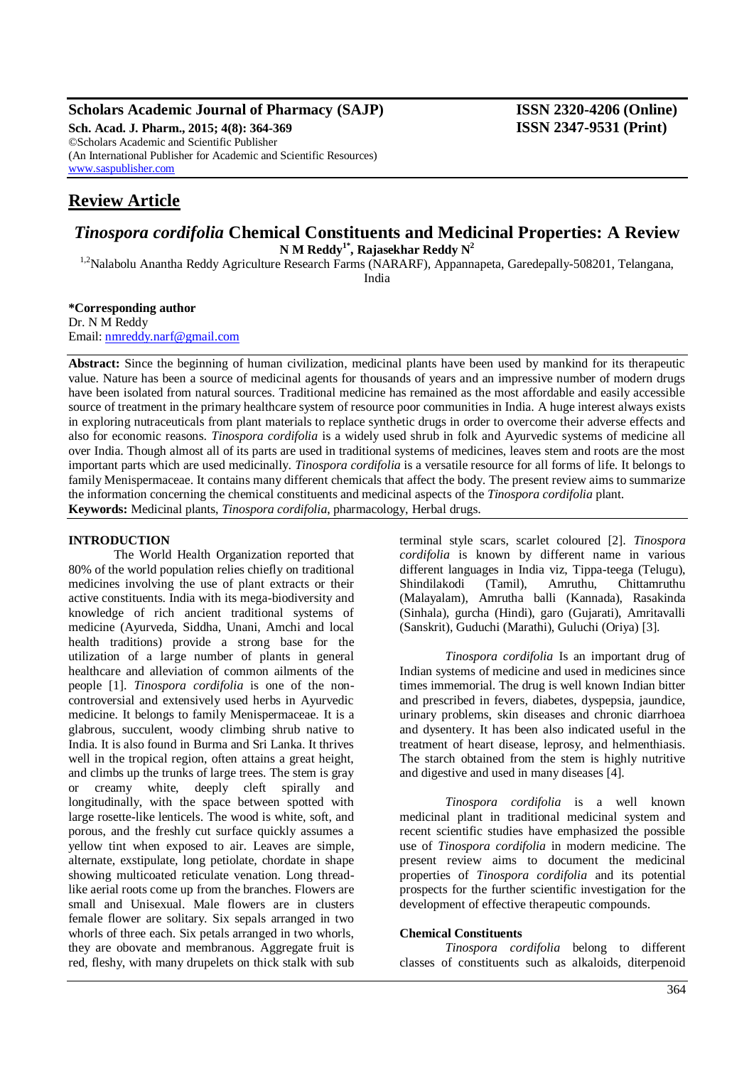**Scholars Academic Journal of Pharmacy (SAJP)** **ISSN 2320-4206 (Online)**
**Sch. Acad. J. Pharm., 2015; 4(8): 364-369** **ISSN 2347-9531 (Print)**
©Scholars Academic and Scientific Publisher
(An International Publisher for Academic and Scientific Resources)
www.saspublisher.com

## Review Article

# *Tinospora cordifolia* Chemical Constituents and Medicinal Properties: A Review

**N M Reddy[1*], Rajasekhar Reddy N[2]**

[1,2]Nalabolu Anantha Reddy Agriculture Research Farms (NARARF), Appannapeta, Garedepally-508201, Telangana, India

**\*Corresponding author**
Dr. N M Reddy
Email: nmreddy.narf@gmail.com

**Abstract:** Since the beginning of human civilization, medicinal plants have been used by mankind for its therapeutic value. Nature has been a source of medicinal agents for thousands of years and an impressive number of modern drugs have been isolated from natural sources. Traditional medicine has remained as the most affordable and easily accessible source of treatment in the primary healthcare system of resource poor communities in India. A huge interest always exists in exploring nutraceuticals from plant materials to replace synthetic drugs in order to overcome their adverse effects and also for economic reasons. *Tinospora cordifolia* is a widely used shrub in folk and Ayurvedic systems of medicine all over India. Though almost all of its parts are used in traditional systems of medicines, leaves stem and roots are the most important parts which are used medicinally. *Tinospora cordifolia* is a versatile resource for all forms of life. It belongs to family Menispermaceae. It contains many different chemicals that affect the body. The present review aims to summarize the information concerning the chemical constituents and medicinal aspects of the *Tinospora cordifolia* plant.

**Keywords:** Medicinal plants, *Tinospora cordifolia*, pharmacology, Herbal drugs.

## INTRODUCTION

The World Health Organization reported that 80% of the world population relies chiefly on traditional medicines involving the use of plant extracts or their active constituents. India with its mega-biodiversity and knowledge of rich ancient traditional systems of medicine (Ayurveda, Siddha, Unani, Amchi and local health traditions) provide a strong base for the utilization of a large number of plants in general healthcare and alleviation of common ailments of the people [1]. *Tinospora cordifolia* is one of the non-controversial and extensively used herbs in Ayurvedic medicine. It belongs to family Menispermaceae. It is a glabrous, succulent, woody climbing shrub native to India. It is also found in Burma and Sri Lanka. It thrives well in the tropical region, often attains a great height, and climbs up the trunks of large trees. The stem is gray or creamy white, deeply cleft spirally and longitudinally, with the space between spotted with large rosette-like lenticels. The wood is white, soft, and porous, and the freshly cut surface quickly assumes a yellow tint when exposed to air. Leaves are simple, alternate, exstipulate, long petiolate, chordate in shape showing multicoated reticulate venation. Long thread-like aerial roots come up from the branches. Flowers are small and Unisexual. Male flowers are in clusters female flower are solitary. Six sepals arranged in two whorls of three each. Six petals arranged in two whorls, they are obovate and membranous. Aggregate fruit is red, fleshy, with many drupelets on thick stalk with sub terminal style scars, scarlet coloured [2]. *Tinospora cordifolia* is known by different name in various different languages in India viz, Tippa-teega (Telugu), Shindilakodi (Tamil), Amruthu, Chittamruthu (Malayalam), Amrutha balli (Kannada), Rasakinda (Sinhala), gurcha (Hindi), garo (Gujarati), Amritavalli (Sanskrit), Guduchi (Marathi), Guluchi (Oriya) [3].

*Tinospora cordifolia* Is an important drug of Indian systems of medicine and used in medicines since times immemorial. The drug is well known Indian bitter and prescribed in fevers, diabetes, dyspepsia, jaundice, urinary problems, skin diseases and chronic diarrhoea and dysentery. It has been also indicated useful in the treatment of heart disease, leprosy, and helmenthiasis. The starch obtained from the stem is highly nutritive and digestive and used in many diseases [4].

*Tinospora cordifolia* is a well known medicinal plant in traditional medicinal system and recent scientific studies have emphasized the possible use of *Tinospora cordifolia* in modern medicine. The present review aims to document the medicinal properties of *Tinospora cordifolia* and its potential prospects for the further scientific investigation for the development of effective therapeutic compounds.

### Chemical Constituents

*Tinospora cordifolia* belong to different classes of constituents such as alkaloids, diterpenoid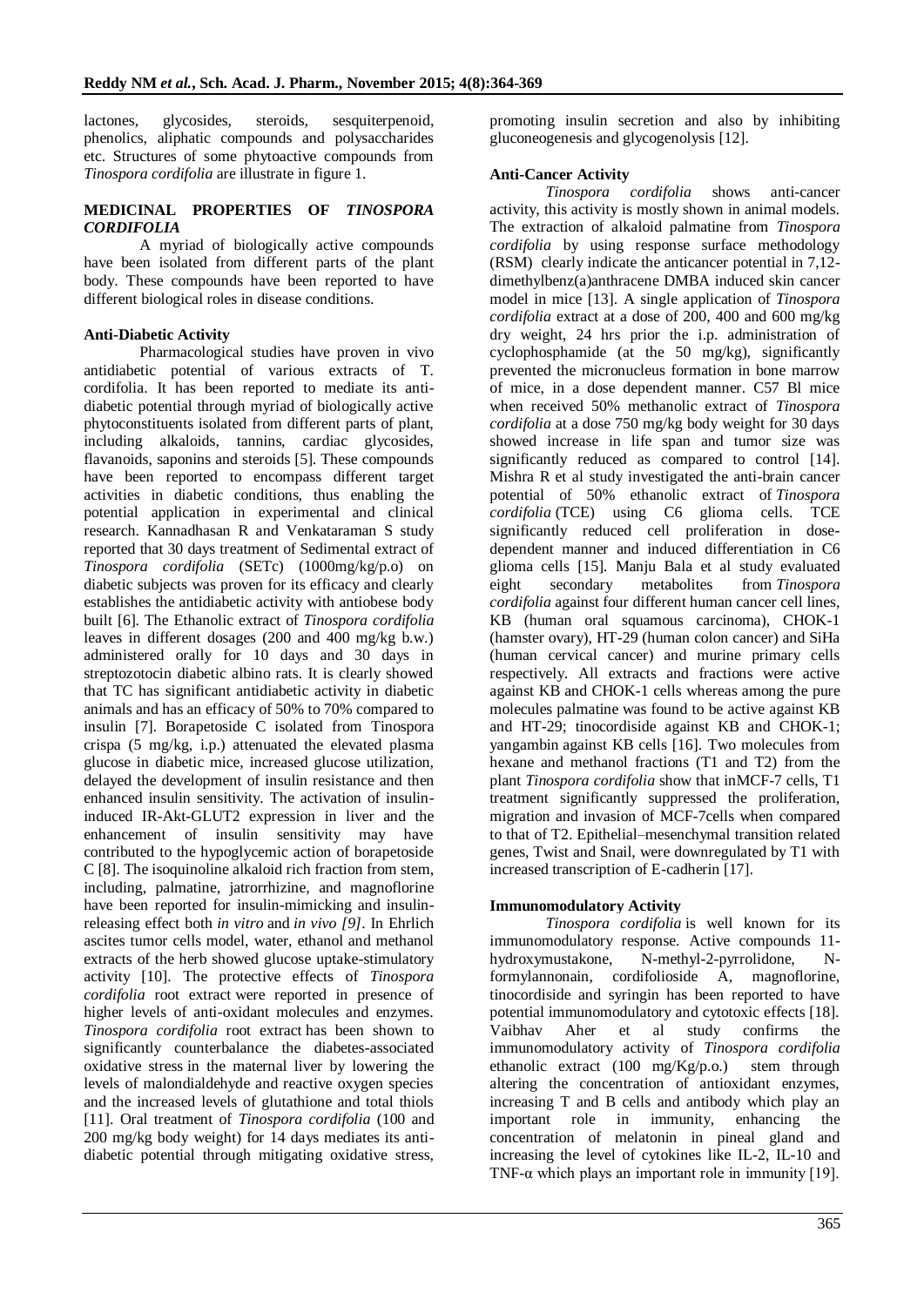lactones, glycosides, steroids, sesquiterpenoid, phenolics, aliphatic compounds and polysaccharides etc. Structures of some phytoactive compounds from *Tinospora cordifolia* are illustrate in figure 1.

## MEDICINAL PROPERTIES OF *TINOSPORA CORDIFOLIA*

A myriad of biologically active compounds have been isolated from different parts of the plant body. These compounds have been reported to have different biological roles in disease conditions.

### Anti-Diabetic Activity

Pharmacological studies have proven in vivo antidiabetic potential of various extracts of T. cordifolia. It has been reported to mediate its anti-diabetic potential through myriad of biologically active phytoconstituents isolated from different parts of plant, including alkaloids, tannins, cardiac glycosides, flavanoids, saponins and steroids [5]. These compounds have been reported to encompass different target activities in diabetic conditions, thus enabling the potential application in experimental and clinical research. Kannadhasan R and Venkataraman S study reported that 30 days treatment of Sedimental extract of *Tinospora cordifolia* (SETc) (1000mg/kg/p.o) on diabetic subjects was proven for its efficacy and clearly establishes the antidiabetic activity with antiobese body built [6]. The Ethanolic extract of *Tinospora cordifolia* leaves in different dosages (200 and 400 mg/kg b.w.) administered orally for 10 days and 30 days in streptozotocin diabetic albino rats. It is clearly showed that TC has significant antidiabetic activity in diabetic animals and has an efficacy of 50% to 70% compared to insulin [7]. Borapetoside C isolated from Tinospora crispa (5 mg/kg, i.p.) attenuated the elevated plasma glucose in diabetic mice, increased glucose utilization, delayed the development of insulin resistance and then enhanced insulin sensitivity. The activation of insulin-induced IR-Akt-GLUT2 expression in liver and the enhancement of insulin sensitivity may have contributed to the hypoglycemic action of borapetoside C [8]. The isoquinoline alkaloid rich fraction from stem, including, palmatine, jatrorrhizine, and magnoflorine have been reported for insulin-mimicking and insulin-releasing effect both *in vitro* and *in vivo [9]*. In Ehrlich ascites tumor cells model, water, ethanol and methanol extracts of the herb showed glucose uptake-stimulatory activity [10]. The protective effects of *Tinospora cordifolia* root extract were reported in presence of higher levels of anti-oxidant molecules and enzymes. *Tinospora cordifolia* root extract has been shown to significantly counterbalance the diabetes-associated oxidative stress in the maternal liver by lowering the levels of malondialdehyde and reactive oxygen species and the increased levels of glutathione and total thiols [11]. Oral treatment of *Tinospora cordifolia* (100 and 200 mg/kg body weight) for 14 days mediates its anti-diabetic potential through mitigating oxidative stress, promoting insulin secretion and also by inhibiting gluconeogenesis and glycogenolysis [12].

### Anti-Cancer Activity

*Tinospora cordifolia* shows anti-cancer activity, this activity is mostly shown in animal models. The extraction of alkaloid palmatine from *Tinospora cordifolia* by using response surface methodology (RSM) clearly indicate the anticancer potential in 7,12-dimethylbenz(a)anthracene DMBA induced skin cancer model in mice [13]. A single application of *Tinospora cordifolia* extract at a dose of 200, 400 and 600 mg/kg dry weight, 24 hrs prior the i.p. administration of cyclophosphamide (at the 50 mg/kg), significantly prevented the micronucleus formation in bone marrow of mice, in a dose dependent manner. C57 Bl mice when received 50% methanolic extract of *Tinospora cordifolia* at a dose 750 mg/kg body weight for 30 days showed increase in life span and tumor size was significantly reduced as compared to control [14]. Mishra R et al study investigated the anti-brain cancer potential of 50% ethanolic extract of *Tinospora cordifolia* (TCE) using C6 glioma cells. TCE significantly reduced cell proliferation in dose-dependent manner and induced differentiation in C6 glioma cells [15]. Manju Bala et al study evaluated eight secondary metabolites from *Tinospora cordifolia* against four different human cancer cell lines, KB (human oral squamous carcinoma), CHOK-1 (hamster ovary), HT-29 (human colon cancer) and SiHa (human cervical cancer) and murine primary cells respectively. All extracts and fractions were active against KB and CHOK-1 cells whereas among the pure molecules palmatine was found to be active against KB and HT-29; tinocordiside against KB and CHOK-1; yangambin against KB cells [16]. Two molecules from hexane and methanol fractions (T1 and T2) from the plant *Tinospora cordifolia* show that inMCF-7 cells, T1 treatment significantly suppressed the proliferation, migration and invasion of MCF-7cells when compared to that of T2. Epithelial–mesenchymal transition related genes, Twist and Snail, were downregulated by T1 with increased transcription of E-cadherin [17].

### Immunomodulatory Activity

*Tinospora cordifolia* is well known for its immunomodulatory response. Active compounds 11-hydroxymustakone, N-methyl-2-pyrrolidone, N-formylannonain, cordifolioside A, magnoflorine, tinocordiside and syringin has been reported to have potential immunomodulatory and cytotoxic effects [18]. Vaibhav Aher et al study confirms the immunomodulatory activity of *Tinospora cordifolia* ethanolic extract (100 mg/Kg/p.o.) stem through altering the concentration of antioxidant enzymes, increasing T and B cells and antibody which play an important role in immunity, enhancing the concentration of melatonin in pineal gland and increasing the level of cytokines like IL-2, IL-10 and TNF-α which plays an important role in immunity [19].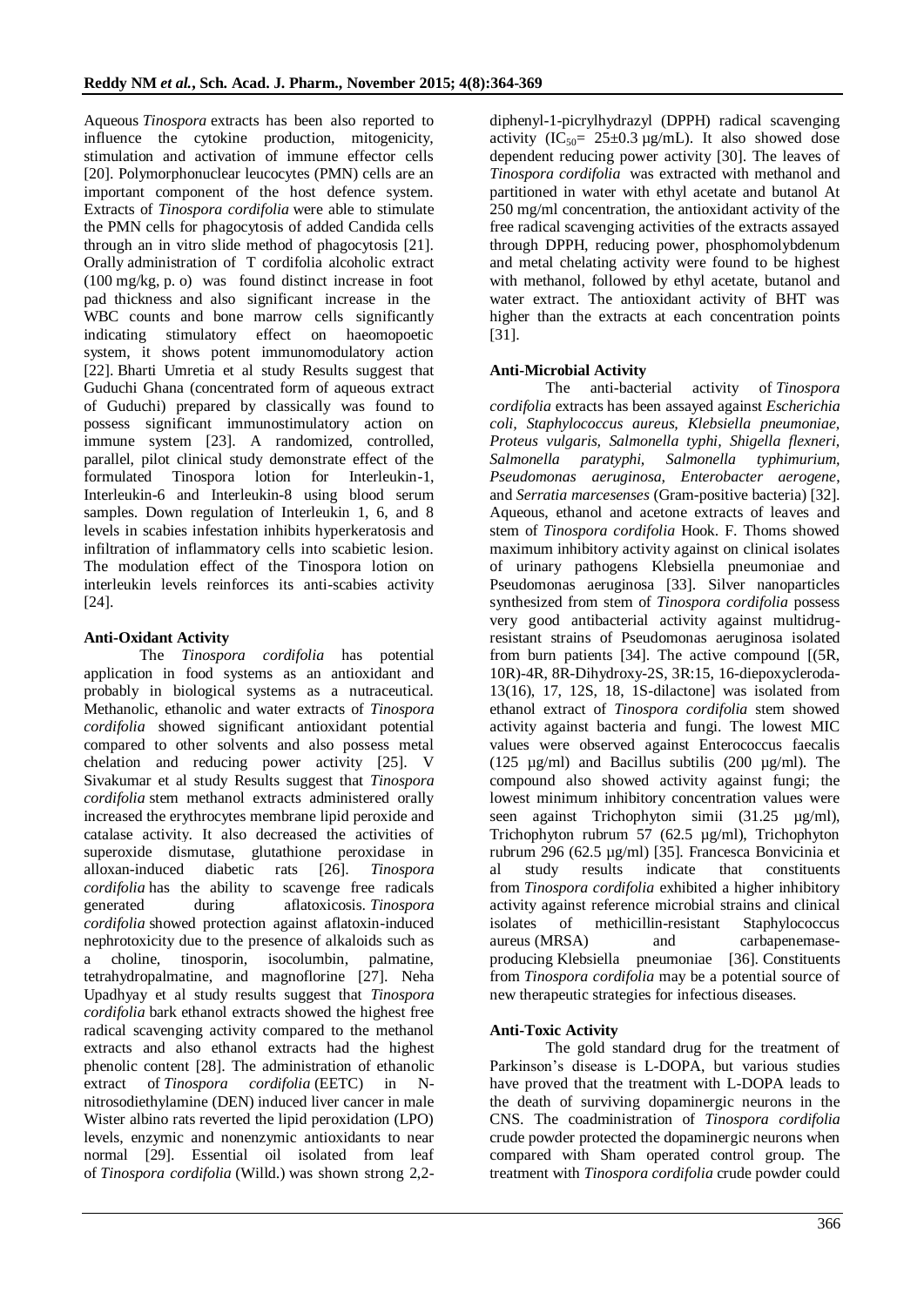Aqueous *Tinospora* extracts has been also reported to influence the cytokine production, mitogenicity, stimulation and activation of immune effector cells [20]. Polymorphonuclear leucocytes (PMN) cells are an important component of the host defence system. Extracts of *Tinospora cordifolia* were able to stimulate the PMN cells for phagocytosis of added Candida cells through an in vitro slide method of phagocytosis [21]. Orally administration of T cordifolia alcoholic extract (100 mg/kg, p. o) was found distinct increase in foot pad thickness and also significant increase in the WBC counts and bone marrow cells significantly indicating stimulatory effect on haeomopoetic system, it shows potent immunomodulatory action [22]. Bharti Umretia et al study Results suggest that Guduchi Ghana (concentrated form of aqueous extract of Guduchi) prepared by classically was found to possess significant immunostimulatory action on immune system [23]. A randomized, controlled, parallel, pilot clinical study demonstrate effect of the formulated Tinospora lotion for Interleukin-1, Interleukin-6 and Interleukin-8 using blood serum samples. Down regulation of Interleukin 1, 6, and 8 levels in scabies infestation inhibits hyperkeratosis and infiltration of inflammatory cells into scabietic lesion. The modulation effect of the Tinospora lotion on interleukin levels reinforces its anti-scabies activity [24].

**Anti-Oxidant Activity**

The *Tinospora cordifolia* has potential application in food systems as an antioxidant and probably in biological systems as a nutraceutical. Methanolic, ethanolic and water extracts of *Tinospora cordifolia* showed significant antioxidant potential compared to other solvents and also possess metal chelation and reducing power activity [25]. V Sivakumar et al study Results suggest that *Tinospora cordifolia* stem methanol extracts administered orally increased the erythrocytes membrane lipid peroxide and catalase activity. It also decreased the activities of superoxide dismutase, glutathione peroxidase in alloxan-induced diabetic rats [26]. *Tinospora cordifolia* has the ability to scavenge free radicals generated during aflatoxicosis. *Tinospora cordifolia* showed protection against aflatoxin-induced nephrotoxicity due to the presence of alkaloids such as a choline, tinosporin, isocolumbin, palmatine, tetrahydropalmatine, and magnoflorine [27]. Neha Upadhyay et al study results suggest that *Tinospora cordifolia* bark ethanol extracts showed the highest free radical scavenging activity compared to the methanol extracts and also ethanol extracts had the highest phenolic content [28]. The administration of ethanolic extract of *Tinospora cordifolia* (EETC) in N-nitrosodiethylamine (DEN) induced liver cancer in male Wister albino rats reverted the lipid peroxidation (LPO) levels, enzymic and nonenzymic antioxidants to near normal [29]. Essential oil isolated from leaf of *Tinospora cordifolia* (Willd.) was shown strong 2,2-diphenyl-1-picrylhydrazyl (DPPH) radical scavenging activity ($IC_{50}$= 25±0.3 µg/mL). It also showed dose dependent reducing power activity [30]. The leaves of *Tinospora cordifolia* was extracted with methanol and partitioned in water with ethyl acetate and butanol At 250 mg/ml concentration, the antioxidant activity of the free radical scavenging activities of the extracts assayed through DPPH, reducing power, phosphomolybdenum and metal chelating activity were found to be highest with methanol, followed by ethyl acetate, butanol and water extract. The antioxidant activity of BHT was higher than the extracts at each concentration points [31].

**Anti-Microbial Activity**

The anti-bacterial activity of *Tinospora cordifolia* extracts has been assayed against *Escherichia coli, Staphylococcus aureus, Klebsiella pneumoniae, Proteus vulgaris, Salmonella typhi, Shigella flexneri, Salmonella paratyphi, Salmonella typhimurium, Pseudomonas aeruginosa, Enterobacter aerogene,* and *Serratia marcesenses* (Gram-positive bacteria) [32]. Aqueous, ethanol and acetone extracts of leaves and stem of *Tinospora cordifolia* Hook. F. Thoms showed maximum inhibitory activity against on clinical isolates of urinary pathogens Klebsiella pneumoniae and Pseudomonas aeruginosa [33]. Silver nanoparticles synthesized from stem of *Tinospora cordifolia* possess very good antibacterial activity against multidrug-resistant strains of Pseudomonas aeruginosa isolated from burn patients [34]. The active compound [(5R, 10R)-4R, 8R-Dihydroxy-2S, 3R:15, 16-diepoxycleroda-13(16), 17, 12S, 18, 1S-dilactone] was isolated from ethanol extract of *Tinospora cordifolia* stem showed activity against bacteria and fungi. The lowest MIC values were observed against Enterococcus faecalis (125 µg/ml) and Bacillus subtilis (200 µg/ml). The compound also showed activity against fungi; the lowest minimum inhibitory concentration values were seen against Trichophyton simii (31.25 µg/ml), Trichophyton rubrum 57 (62.5 µg/ml), Trichophyton rubrum 296 (62.5 µg/ml) [35]. Francesca Bonvicinia et al study results indicate that constituents from *Tinospora cordifolia* exhibited a higher inhibitory activity against reference microbial strains and clinical isolates of methicillin-resistant Staphylococcus aureus (MRSA) and carbapenemase-producing Klebsiella pneumoniae [36]. Constituents from *Tinospora cordifolia* may be a potential source of new therapeutic strategies for infectious diseases.

**Anti-Toxic Activity**

The gold standard drug for the treatment of Parkinson's disease is L-DOPA, but various studies have proved that the treatment with L-DOPA leads to the death of surviving dopaminergic neurons in the CNS. The coadministration of *Tinospora cordifolia* crude powder protected the dopaminergic neurons when compared with Sham operated control group. The treatment with *Tinospora cordifolia* crude powder could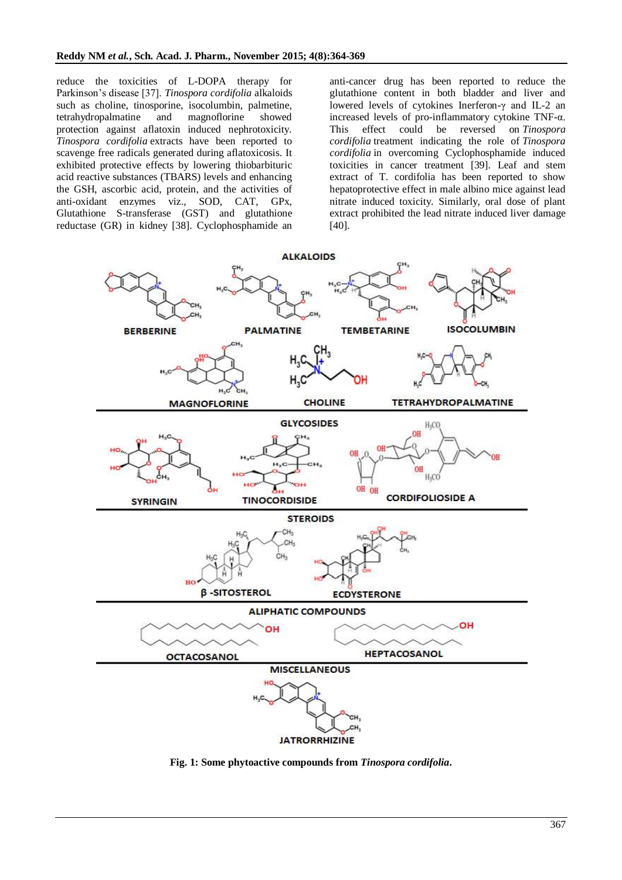reduce the toxicities of L-DOPA therapy for Parkinson's disease [37]. *Tinospora cordifolia* alkaloids such as choline, tinosporine, isocolumbin, palmetine, tetrahydropalmatine and magnoflorine showed protection against aflatoxin induced nephrotoxicity. *Tinospora cordifolia* extracts have been reported to scavenge free radicals generated during aflatoxicosis. It exhibited protective effects by lowering thiobarbituric acid reactive substances (TBARS) levels and enhancing the GSH, ascorbic acid, protein, and the activities of anti-oxidant enzymes viz., SOD, CAT, GPx, Glutathione S-transferase (GST) and glutathione reductase (GR) in kidney [38]. Cyclophosphamide an anti-cancer drug has been reported to reduce the glutathione content in both bladder and liver and lowered levels of cytokines Inerferon-γ and IL-2 an increased levels of pro-inflammatory cytokine TNF-α. This effect could be reversed on *Tinospora cordifolia* treatment indicating the role of *Tinospora cordifolia* in overcoming Cyclophosphamide induced toxicities in cancer treatment [39]. Leaf and stem extract of T. cordifolia has been reported to show hepatoprotective effect in male albino mice against lead nitrate induced toxicity. Similarly, oral dose of plant extract prohibited the lead nitrate induced liver damage [40].

**Fig. 1: Some phytoactive compounds from *Tinospora cordifolia*.**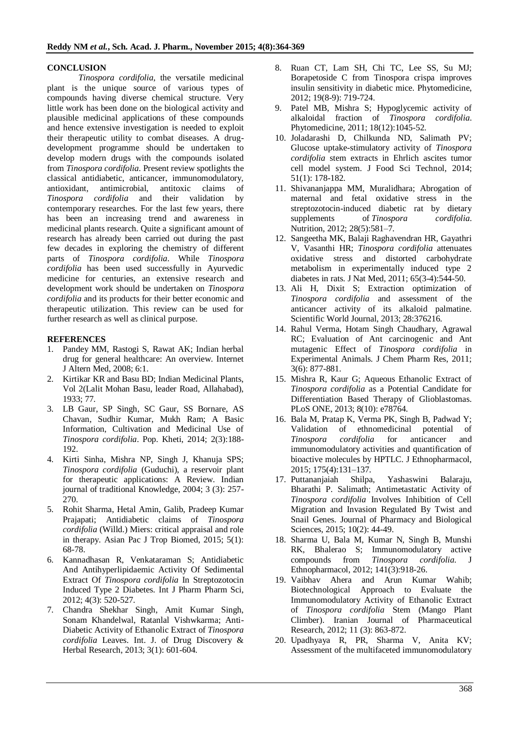## CONCLUSION

*Tinospora cordifolia*, the versatile medicinal plant is the unique source of various types of compounds having diverse chemical structure. Very little work has been done on the biological activity and plausible medicinal applications of these compounds and hence extensive investigation is needed to exploit their therapeutic utility to combat diseases. A drug-development programme should be undertaken to develop modern drugs with the compounds isolated from *Tinospora cordifolia.* Present review spotlights the classical antidiabetic, anticancer, immunomodulatory, antioxidant, antimicrobial, antitoxic claims of *Tinospora cordifolia* and their validation by contemporary researches. For the last few years, there has been an increasing trend and awareness in medicinal plants research. Quite a significant amount of research has already been carried out during the past few decades in exploring the chemistry of different parts of *Tinospora cordifolia*. While *Tinospora cordifolia* has been used successfully in Ayurvedic medicine for centuries, an extensive research and development work should be undertaken on *Tinospora cordifolia* and its products for their better economic and therapeutic utilization. This review can be used for further research as well as clinical purpose.

## REFERENCES

1. Pandey MM, Rastogi S, Rawat AK; Indian herbal drug for general healthcare: An overview. Internet J Altern Med, 2008; 6:1.
2. Kirtikar KR and Basu BD; Indian Medicinal Plants, Vol 2(Lalit Mohan Basu, leader Road, Allahabad), 1933; 77.
3. LB Gaur, SP Singh, SC Gaur, SS Bornare, AS Chavan, Sudhir Kumar, Mukh Ram; A Basic Information, Cultivation and Medicinal Use of *Tinospora cordifolia*. Pop. Kheti, 2014; 2(3):188-192.
4. Kirti Sinha, Mishra NP, Singh J, Khanuja SPS; *Tinospora cordifolia* (Guduchi), a reservoir plant for therapeutic applications: A Review. Indian journal of traditional Knowledge, 2004; 3 (3): 257-270.
5. Rohit Sharma, Hetal Amin, Galib, Pradeep Kumar Prajapati; Antidiabetic claims of *Tinospora cordifolia* (Willd.) Miers: critical appraisal and role in therapy. Asian Pac J Trop Biomed, 2015; 5(1): 68-78.
6. Kannadhasan R, Venkataraman S; Antidiabetic And Antihyperlipidaemic Activity Of Sedimental Extract Of *Tinospora cordifolia* In Streptozotocin Induced Type 2 Diabetes. Int J Pharm Pharm Sci, 2012; 4(3): 520-527.
7. Chandra Shekhar Singh, Amit Kumar Singh, Sonam Khandelwal, Ratanlal Vishwkarma; Anti-Diabetic Activity of Ethanolic Extract of *Tinospora cordifolia* Leaves. Int. J. of Drug Discovery & Herbal Research, 2013; 3(1): 601-604.
8. Ruan CT, Lam SH, Chi TC, Lee SS, Su MJ; Borapetoside C from Tinospora crispa improves insulin sensitivity in diabetic mice. Phytomedicine, 2012; 19(8-9): 719-724.
9. Patel MB, Mishra S; Hypoglycemic activity of alkaloidal fraction of *Tinospora cordifolia*. Phytomedicine, 2011; 18(12):1045-52.
10. Joladarashi D, Chilkunda ND, Salimath PV; Glucose uptake-stimulatory activity of *Tinospora cordifolia* stem extracts in Ehrlich ascites tumor cell model system. J Food Sci Technol, 2014; 51(1): 178-182.
11. Shivananjappa MM, Muralidhara; Abrogation of maternal and fetal oxidative stress in the streptozotocin-induced diabetic rat by dietary supplements of *Tinospora cordifolia*. Nutrition, 2012; 28(5):581–7.
12. Sangeetha MK, Balaji Raghavendran HR, Gayathri V, Vasanthi HR; *Tinospora cordifolia* attenuates oxidative stress and distorted carbohydrate metabolism in experimentally induced type 2 diabetes in rats. J Nat Med, 2011; 65(3-4):544-50.
13. Ali H, Dixit S; Extraction optimization of *Tinospora cordifolia* and assessment of the anticancer activity of its alkaloid palmatine. Scientific World Journal, 2013; 28:376216.
14. Rahul Verma, Hotam Singh Chaudhary, Agrawal RC; Evaluation of Ant carcinogenic and Ant mutagenic Effect of *Tinospora cordifolia* in Experimental Animals. J Chem Pharm Res, 2011; 3(6): 877-881.
15. Mishra R, Kaur G; Aqueous Ethanolic Extract of *Tinospora cordifolia* as a Potential Candidate for Differentiation Based Therapy of Glioblastomas. PLoS ONE, 2013; 8(10): e78764.
16. Bala M, Pratap K, Verma PK, Singh B, Padwad Y; Validation of ethnomedicinal potential of *Tinospora cordifolia* for anticancer and immunomodulatory activities and quantification of bioactive molecules by HPTLC. J Ethnopharmacol, 2015; 175(4):131–137.
17. Puttananjaiah Shilpa, Yashaswini Balaraju, Bharathi P. Salimath; Antimetastatic Activity of *Tinospora cordifolia* Involves Inhibition of Cell Migration and Invasion Regulated By Twist and Snail Genes. Journal of Pharmacy and Biological Sciences, 2015; 10(2): 44-49.
18. Sharma U, Bala M, Kumar N, Singh B, Munshi RK, Bhalerao S; Immunomodulatory active compounds from *Tinospora cordifolia.* J Ethnopharmacol, 2012; 141(3):918-26.
19. Vaibhav Ahera and Arun Kumar Wahib; Biotechnological Approach to Evaluate the Immunomodulatory Activity of Ethanolic Extract of *Tinospora cordifolia* Stem (Mango Plant Climber). Iranian Journal of Pharmaceutical Research, 2012; 11 (3): 863-872.
20. Upadhyaya R, PR, Sharma V, Anita KV; Assessment of the multifaceted immunomodulatory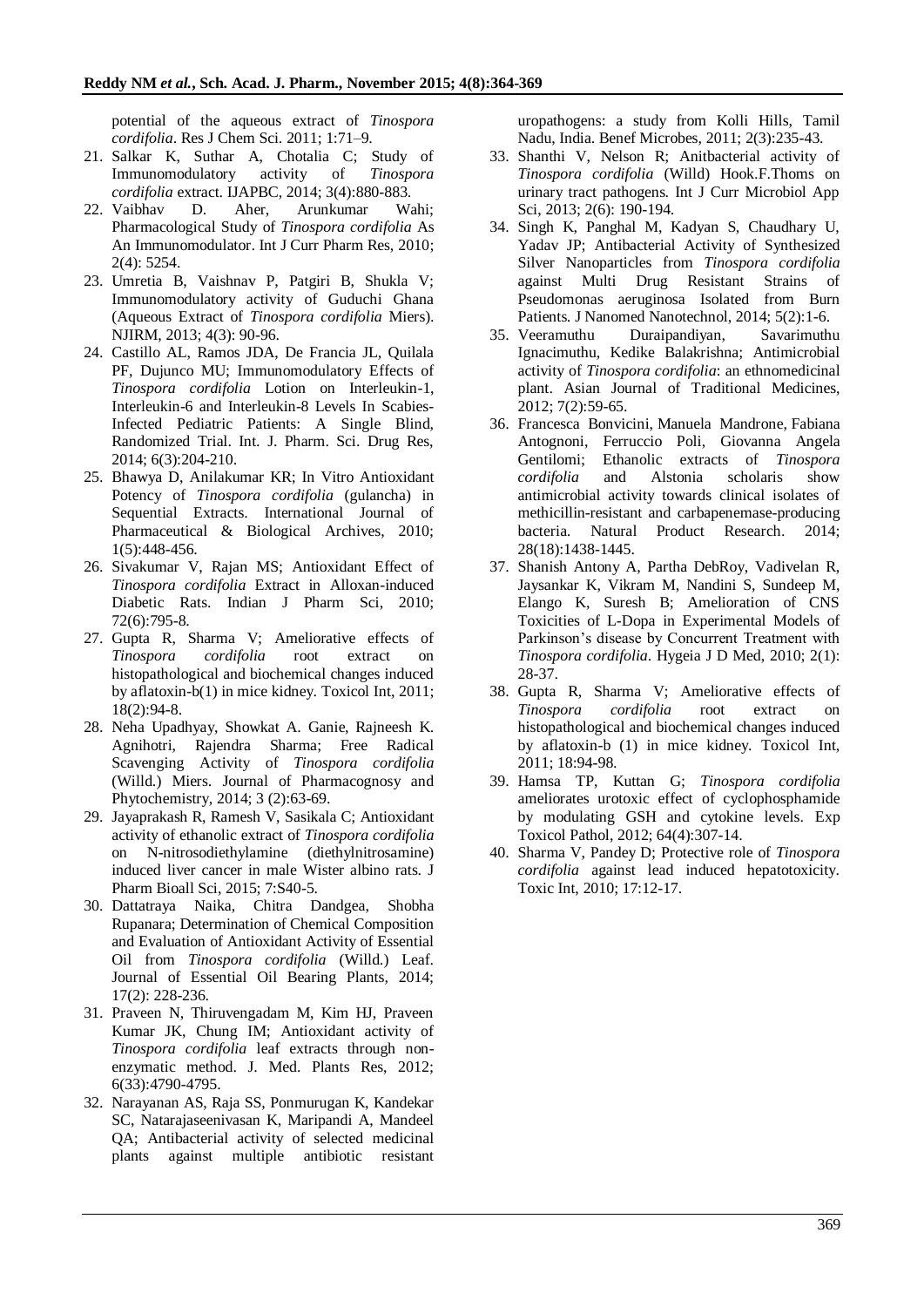potential of the aqueous extract of *Tinospora cordifolia*. Res J Chem Sci. 2011; 1:71–9.

21. Salkar K, Suthar A, Chotalia C; Study of Immunomodulatory activity of *Tinospora cordifolia* extract. IJAPBC, 2014; 3(4):880-883.
22. Vaibhav D. Aher, Arunkumar Wahi; Pharmacological Study of *Tinospora cordifolia* As An Immunomodulator. Int J Curr Pharm Res, 2010; 2(4): 5254.
23. Umretia B, Vaishnav P, Patgiri B, Shukla V; Immunomodulatory activity of Guduchi Ghana (Aqueous Extract of *Tinospora cordifolia* Miers). NJIRM, 2013; 4(3): 90-96.
24. Castillo AL, Ramos JDA, De Francia JL, Quilala PF, Dujunco MU; Immunomodulatory Effects of *Tinospora cordifolia* Lotion on Interleukin-1, Interleukin-6 and Interleukin-8 Levels In Scabies-Infected Pediatric Patients: A Single Blind, Randomized Trial. Int. J. Pharm. Sci. Drug Res, 2014; 6(3):204-210.
25. Bhawya D, Anilakumar KR; In Vitro Antioxidant Potency of *Tinospora cordifolia* (gulancha) in Sequential Extracts. International Journal of Pharmaceutical & Biological Archives, 2010; 1(5):448-456.
26. Sivakumar V, Rajan MS; Antioxidant Effect of *Tinospora cordifolia* Extract in Alloxan-induced Diabetic Rats. Indian J Pharm Sci, 2010; 72(6):795-8.
27. Gupta R, Sharma V; Ameliorative effects of *Tinospora cordifolia* root extract on histopathological and biochemical changes induced by aflatoxin-b(1) in mice kidney. Toxicol Int, 2011; 18(2):94-8.
28. Neha Upadhyay, Showkat A. Ganie, Rajneesh K. Agnihotri, Rajendra Sharma; Free Radical Scavenging Activity of *Tinospora cordifolia* (Willd.) Miers. Journal of Pharmacognosy and Phytochemistry, 2014; 3 (2):63-69.
29. Jayaprakash R, Ramesh V, Sasikala C; Antioxidant activity of ethanolic extract of *Tinospora cordifolia* on N-nitrosodiethylamine (diethylnitrosamine) induced liver cancer in male Wister albino rats. J Pharm Bioall Sci, 2015; 7:S40-5.
30. Dattatraya Naika, Chitra Dandgea, Shobha Rupanara; Determination of Chemical Composition and Evaluation of Antioxidant Activity of Essential Oil from *Tinospora cordifolia* (Willd.) Leaf. Journal of Essential Oil Bearing Plants, 2014; 17(2): 228-236.
31. Praveen N, Thiruvengadam M, Kim HJ, Praveen Kumar JK, Chung IM; Antioxidant activity of *Tinospora cordifolia* leaf extracts through non-enzymatic method. J. Med. Plants Res, 2012; 6(33):4790-4795.
32. Narayanan AS, Raja SS, Ponmurugan K, Kandekar SC, Natarajaseenivasan K, Maripandi A, Mandeel QA; Antibacterial activity of selected medicinal plants against multiple antibiotic resistant uropathogens: a study from Kolli Hills, Tamil Nadu, India. Benef Microbes, 2011; 2(3):235-43.
33. Shanthi V, Nelson R; Anitbacterial activity of *Tinospora cordifolia* (Willd) Hook.F.Thoms on urinary tract pathogens. Int J Curr Microbiol App Sci, 2013; 2(6): 190-194.
34. Singh K, Panghal M, Kadyan S, Chaudhary U, Yadav JP; Antibacterial Activity of Synthesized Silver Nanoparticles from *Tinospora cordifolia* against Multi Drug Resistant Strains of Pseudomonas aeruginosa Isolated from Burn Patients. J Nanomed Nanotechnol, 2014; 5(2):1-6.
35. Veeramuthu Duraipandiyan, Savarimuthu Ignacimuthu, Kedike Balakrishna; Antimicrobial activity of *Tinospora cordifolia*: an ethnomedicinal plant. Asian Journal of Traditional Medicines, 2012; 7(2):59-65.
36. Francesca Bonvicini, Manuela Mandrone, Fabiana Antognoni, Ferruccio Poli, Giovanna Angela Gentilomi; Ethanolic extracts of *Tinospora cordifolia* and Alstonia scholaris show antimicrobial activity towards clinical isolates of methicillin-resistant and carbapenemase-producing bacteria. Natural Product Research. 2014; 28(18):1438-1445.
37. Shanish Antony A, Partha DebRoy, Vadivelan R, Jaysankar K, Vikram M, Nandini S, Sundeep M, Elango K, Suresh B; Amelioration of CNS Toxicities of L-Dopa in Experimental Models of Parkinson's disease by Concurrent Treatment with *Tinospora cordifolia*. Hygeia J D Med, 2010; 2(1): 28-37.
38. Gupta R, Sharma V; Ameliorative effects of *Tinospora cordifolia* root extract on histopathological and biochemical changes induced by aflatoxin-b (1) in mice kidney. Toxicol Int, 2011; 18:94-98.
39. Hamsa TP, Kuttan G; *Tinospora cordifolia* ameliorates urotoxic effect of cyclophosphamide by modulating GSH and cytokine levels. Exp Toxicol Pathol, 2012; 64(4):307-14.
40. Sharma V, Pandey D; Protective role of *Tinospora cordifolia* against lead induced hepatotoxicity. Toxic Int, 2010; 17:12-17.